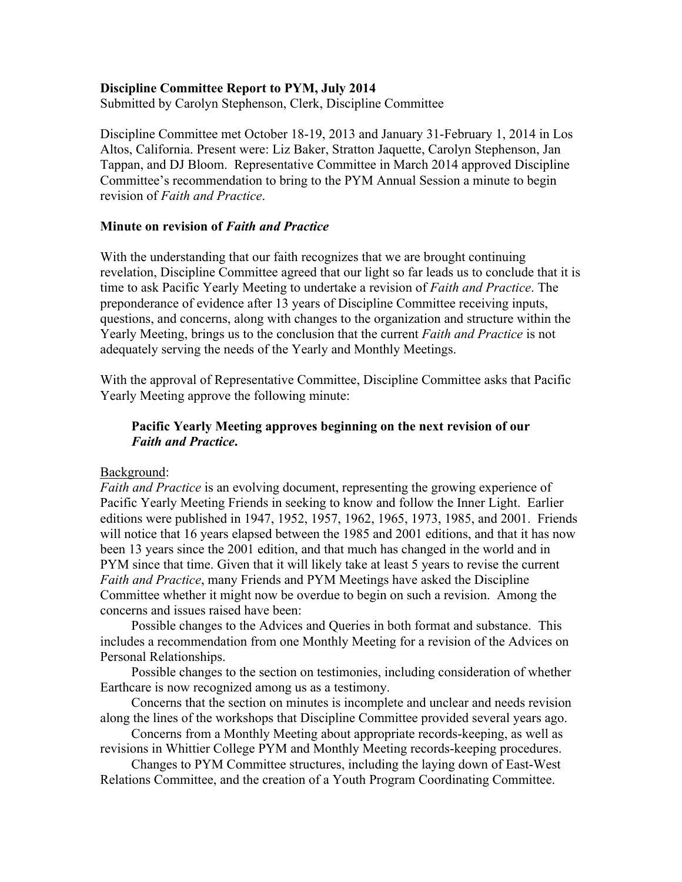**Discipline Committee Report to PYM, July 2014**
Submitted by Carolyn Stephenson, Clerk, Discipline Committee

Discipline Committee met October 18-19, 2013 and January 31-February 1, 2014 in Los Altos, California. Present were: Liz Baker, Stratton Jaquette, Carolyn Stephenson, Jan Tappan, and DJ Bloom. Representative Committee in March 2014 approved Discipline Committee's recommendation to bring to the PYM Annual Session a minute to begin revision of *Faith and Practice*.

### Minute on revision of *Faith and Practice*

With the understanding that our faith recognizes that we are brought continuing revelation, Discipline Committee agreed that our light so far leads us to conclude that it is time to ask Pacific Yearly Meeting to undertake a revision of *Faith and Practice*. The preponderance of evidence after 13 years of Discipline Committee receiving inputs, questions, and concerns, along with changes to the organization and structure within the Yearly Meeting, brings us to the conclusion that the current *Faith and Practice* is not adequately serving the needs of the Yearly and Monthly Meetings.

With the approval of Representative Committee, Discipline Committee asks that Pacific Yearly Meeting approve the following minute:

> **Pacific Yearly Meeting approves beginning on the next revision of our *Faith and Practice*.**

Background:
*Faith and Practice* is an evolving document, representing the growing experience of Pacific Yearly Meeting Friends in seeking to know and follow the Inner Light. Earlier editions were published in 1947, 1952, 1957, 1962, 1965, 1973, 1985, and 2001. Friends will notice that 16 years elapsed between the 1985 and 2001 editions, and that it has now been 13 years since the 2001 edition, and that much has changed in the world and in PYM since that time. Given that it will likely take at least 5 years to revise the current *Faith and Practice*, many Friends and PYM Meetings have asked the Discipline Committee whether it might now be overdue to begin on such a revision. Among the concerns and issues raised have been:

Possible changes to the Advices and Queries in both format and substance. This includes a recommendation from one Monthly Meeting for a revision of the Advices on Personal Relationships.

Possible changes to the section on testimonies, including consideration of whether Earthcare is now recognized among us as a testimony.

Concerns that the section on minutes is incomplete and unclear and needs revision along the lines of the workshops that Discipline Committee provided several years ago.

Concerns from a Monthly Meeting about appropriate records-keeping, as well as revisions in Whittier College PYM and Monthly Meeting records-keeping procedures.

Changes to PYM Committee structures, including the laying down of East-West Relations Committee, and the creation of a Youth Program Coordinating Committee.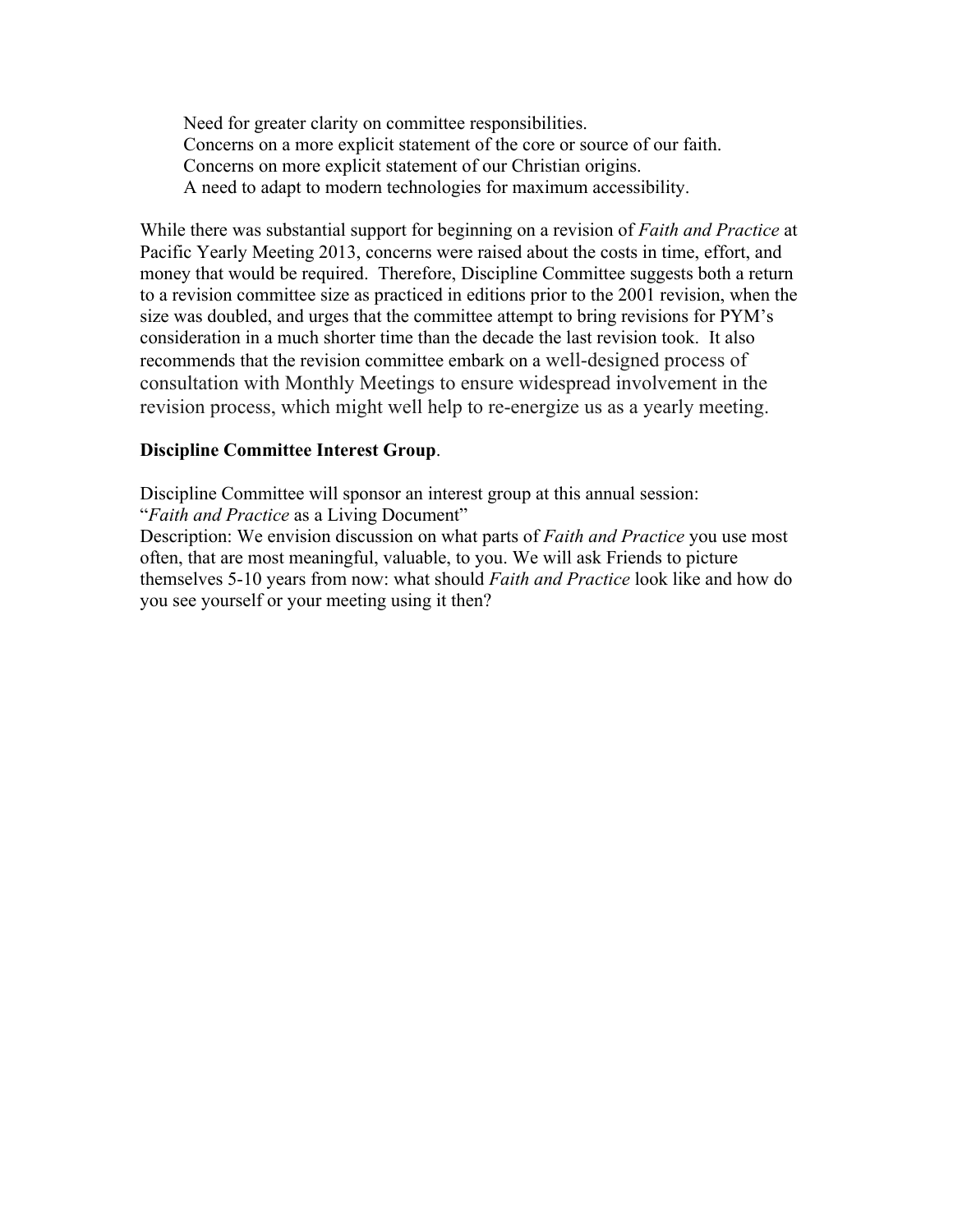Need for greater clarity on committee responsibilities.
Concerns on a more explicit statement of the core or source of our faith.
Concerns on more explicit statement of our Christian origins.
A need to adapt to modern technologies for maximum accessibility.

While there was substantial support for beginning on a revision of *Faith and Practice* at Pacific Yearly Meeting 2013, concerns were raised about the costs in time, effort, and money that would be required. Therefore, Discipline Committee suggests both a return to a revision committee size as practiced in editions prior to the 2001 revision, when the size was doubled, and urges that the committee attempt to bring revisions for PYM's consideration in a much shorter time than the decade the last revision took. It also recommends that the revision committee embark on a well-designed process of consultation with Monthly Meetings to ensure widespread involvement in the revision process, which might well help to re-energize us as a yearly meeting.

**Discipline Committee Interest Group**.

Discipline Committee will sponsor an interest group at this annual session:
"*Faith and Practice* as a Living Document"
Description: We envision discussion on what parts of *Faith and Practice* you use most often, that are most meaningful, valuable, to you. We will ask Friends to picture themselves 5-10 years from now: what should *Faith and Practice* look like and how do you see yourself or your meeting using it then?